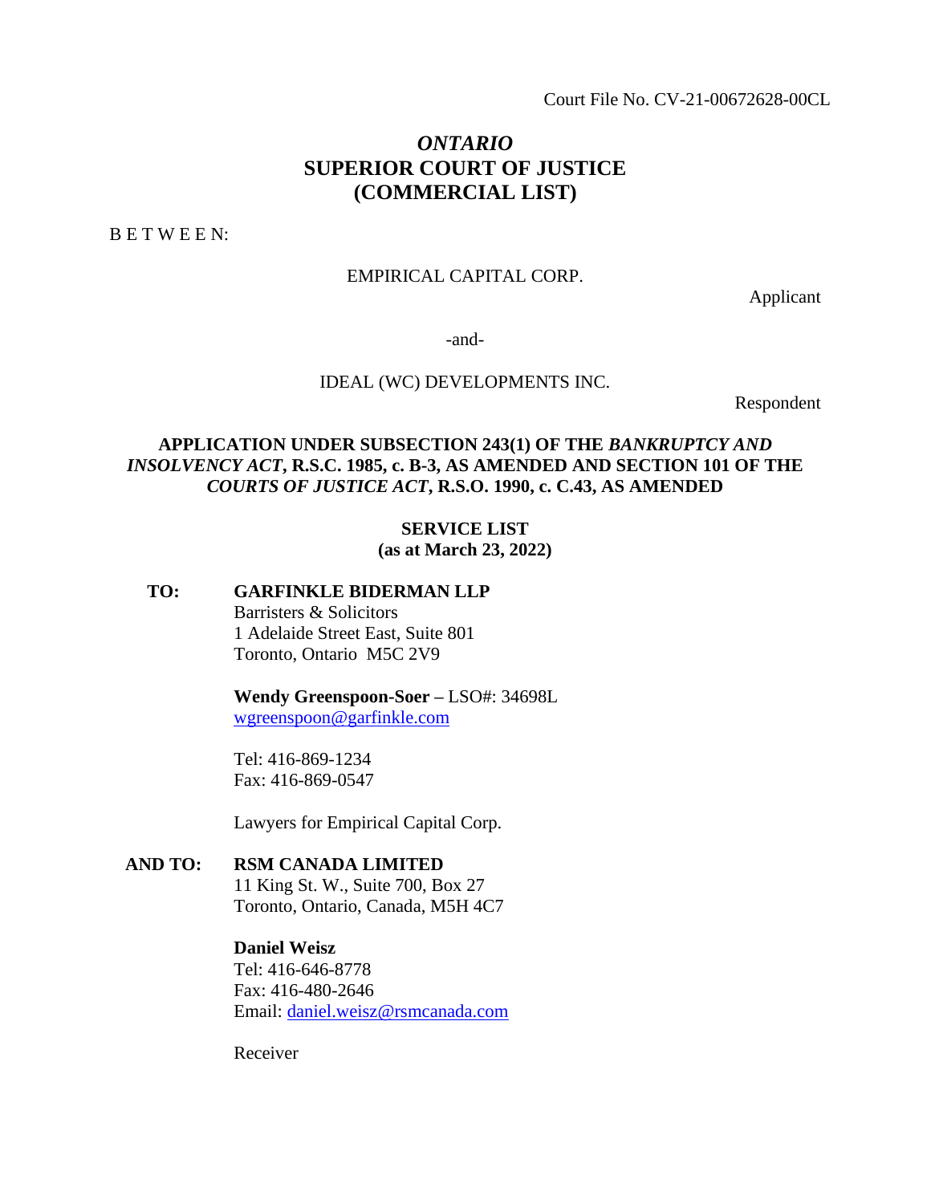Court File No. CV-21-00672628-00CL

# *ONTARIO*
# SUPERIOR COURT OF JUSTICE
# (COMMERCIAL LIST)

B E T W E E N:

EMPIRICAL CAPITAL CORP.

Applicant

-and-

IDEAL (WC) DEVELOPMENTS INC.

Respondent

**APPLICATION UNDER SUBSECTION 243(1) OF THE *BANKRUPTCY AND INSOLVENCY ACT*, R.S.C. 1985, c. B-3, AS AMENDED AND SECTION 101 OF THE *COURTS OF JUSTICE ACT*, R.S.O. 1990, c. C.43, AS AMENDED**

## SERVICE LIST
## (as at March 23, 2022)

**TO:** **GARFINKLE BIDERMAN LLP**
Barristers & Solicitors
1 Adelaide Street East, Suite 801
Toronto, Ontario M5C 2V9

**Wendy Greenspoon-Soer** – LSO#: 34698L
wgreenspoon@garfinkle.com

Tel: 416-869-1234
Fax: 416-869-0547

Lawyers for Empirical Capital Corp.

**AND TO:** **RSM CANADA LIMITED**
11 King St. W., Suite 700, Box 27
Toronto, Ontario, Canada, M5H 4C7

**Daniel Weisz**
Tel: 416-646-8778
Fax: 416-480-2646
Email: daniel.weisz@rsmcanada.com

Receiver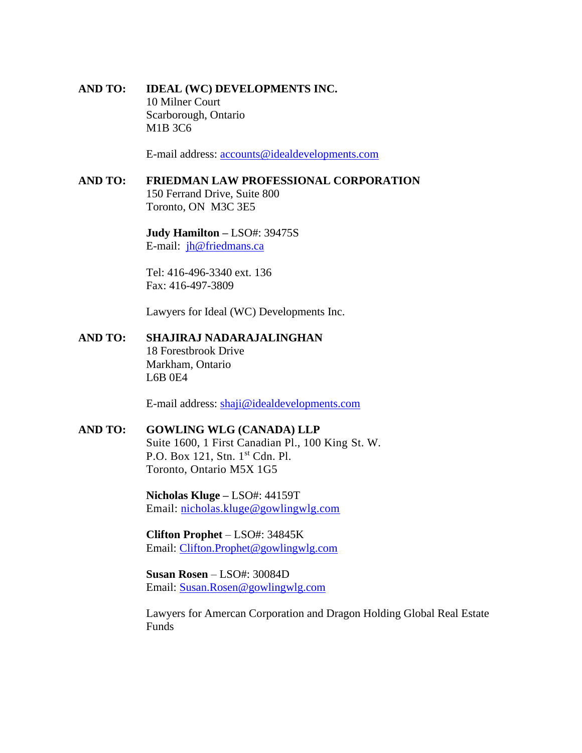**AND TO:** **IDEAL (WC) DEVELOPMENTS INC.**
10 Milner Court
Scarborough, Ontario
M1B 3C6

E-mail address: accounts@idealdevelopments.com

**AND TO:** **FRIEDMAN LAW PROFESSIONAL CORPORATION**
150 Ferrand Drive, Suite 800
Toronto, ON M3C 3E5

**Judy Hamilton** – LSO#: 39475S
E-mail: jh@friedmans.ca

Tel: 416-496-3340 ext. 136
Fax: 416-497-3809

Lawyers for Ideal (WC) Developments Inc.

**AND TO:** **SHAJIRAJ NADARAJALINGHAN**
18 Forestbrook Drive
Markham, Ontario
L6B 0E4

E-mail address: shaji@idealdevelopments.com

**AND TO:** **GOWLING WLG (CANADA) LLP**
Suite 1600, 1 First Canadian Pl., 100 King St. W.
P.O. Box 121, Stn. 1st Cdn. Pl.
Toronto, Ontario M5X 1G5

**Nicholas Kluge** – LSO#: 44159T
Email: nicholas.kluge@gowlingwlg.com

**Clifton Prophet** – LSO#: 34845K
Email: Clifton.Prophet@gowlingwlg.com

**Susan Rosen** – LSO#: 30084D
Email: Susan.Rosen@gowlingwlg.com

Lawyers for Amercan Corporation and Dragon Holding Global Real Estate Funds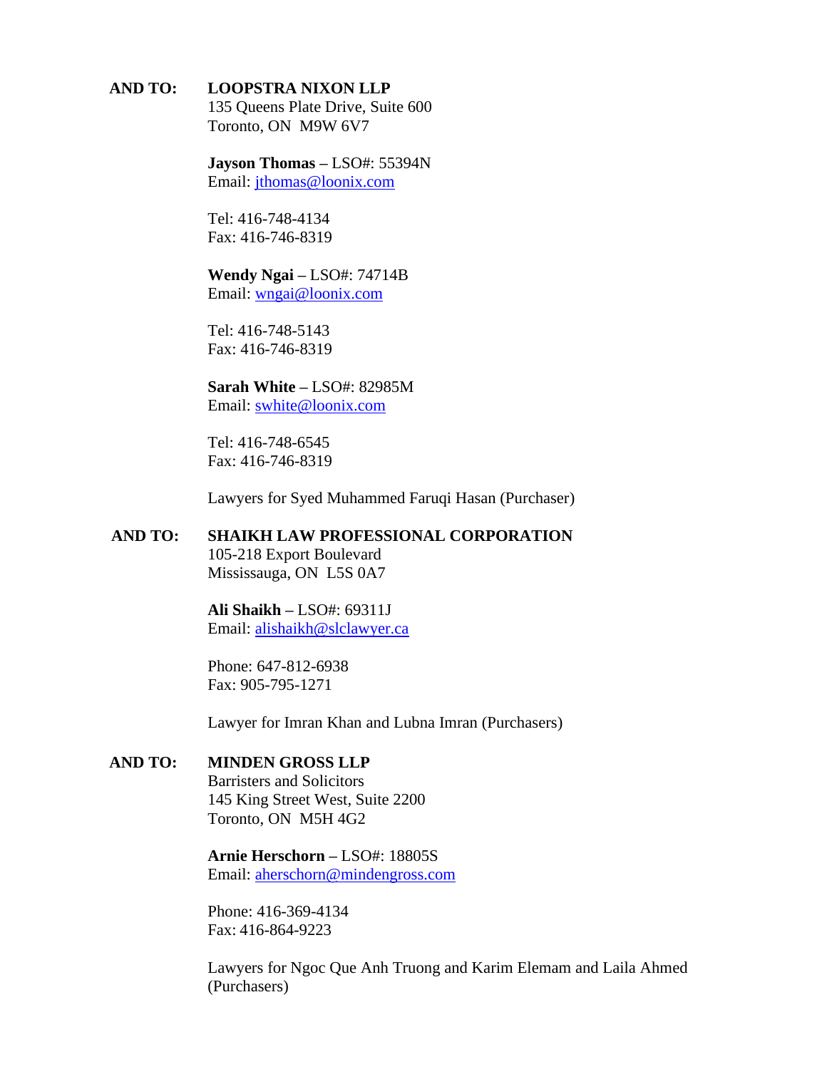**AND TO:** **LOOPSTRA NIXON LLP**
135 Queens Plate Drive, Suite 600
Toronto, ON M9W 6V7

**Jayson Thomas** – LSO#: 55394N
Email: jthomas@loonix.com

Tel: 416-748-4134
Fax: 416-746-8319

**Wendy Ngai** – LSO#: 74714B
Email: wngai@loonix.com

Tel: 416-748-5143
Fax: 416-746-8319

**Sarah White** – LSO#: 82985M
Email: swhite@loonix.com

Tel: 416-748-6545
Fax: 416-746-8319

Lawyers for Syed Muhammed Faruqi Hasan (Purchaser)

**AND TO:** **SHAIKH LAW PROFESSIONAL CORPORATION**
105-218 Export Boulevard
Mississauga, ON L5S 0A7

**Ali Shaikh** – LSO#: 69311J
Email: alishaikh@slclawyer.ca

Phone: 647-812-6938
Fax: 905-795-1271

Lawyer for Imran Khan and Lubna Imran (Purchasers)

**AND TO:** **MINDEN GROSS LLP**
Barristers and Solicitors
145 King Street West, Suite 2200
Toronto, ON M5H 4G2

**Arnie Herschorn** – LSO#: 18805S
Email: aherschorn@mindengross.com

Phone: 416-369-4134
Fax: 416-864-9223

Lawyers for Ngoc Que Anh Truong and Karim Elemam and Laila Ahmed (Purchasers)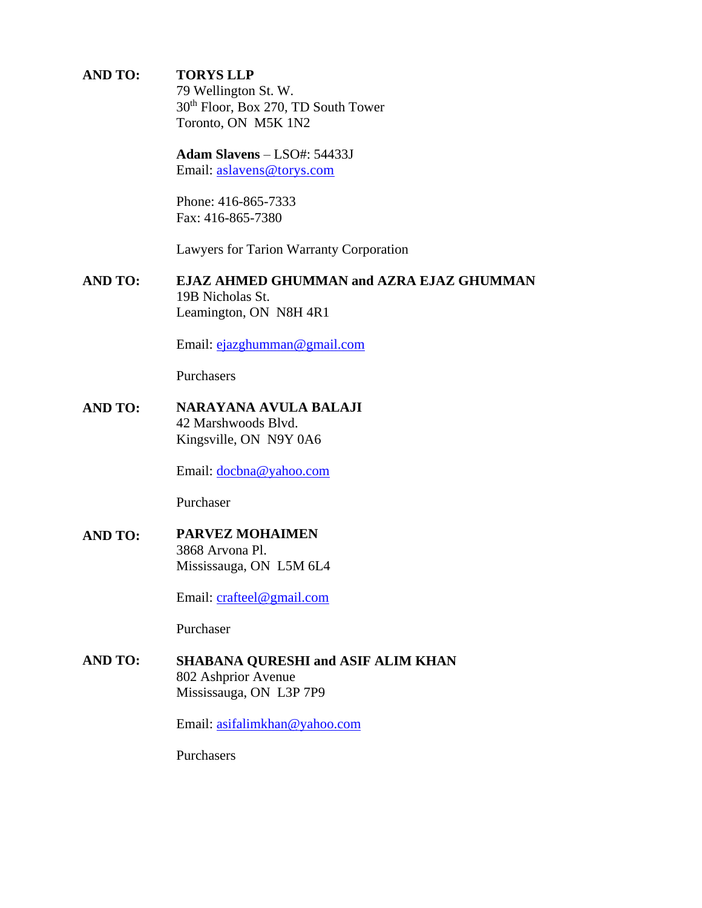**AND TO:** **TORYS LLP**
79 Wellington St. W.
30th Floor, Box 270, TD South Tower
Toronto, ON  M5K 1N2

**Adam Slavens** – LSO#: 54433J
Email: aslavens@torys.com

Phone: 416-865-7333
Fax: 416-865-7380

Lawyers for Tarion Warranty Corporation

**AND TO:** **EJAZ AHMED GHUMMAN and AZRA EJAZ GHUMMAN**
19B Nicholas St.
Leamington, ON  N8H 4R1

Email: ejazghumman@gmail.com

Purchasers

**AND TO:** **NARAYANA AVULA BALAJI**
42 Marshwoods Blvd.
Kingsville, ON  N9Y 0A6

Email: docbna@yahoo.com

Purchaser

**AND TO:** **PARVEZ MOHAIMEN**
3868 Arvona Pl.
Mississauga, ON  L5M 6L4

Email: crafteel@gmail.com

Purchaser

**AND TO:** **SHABANA QURESHI and ASIF ALIM KHAN**
802 Ashprior Avenue
Mississauga, ON  L3P 7P9

Email: asifalimkhan@yahoo.com

Purchasers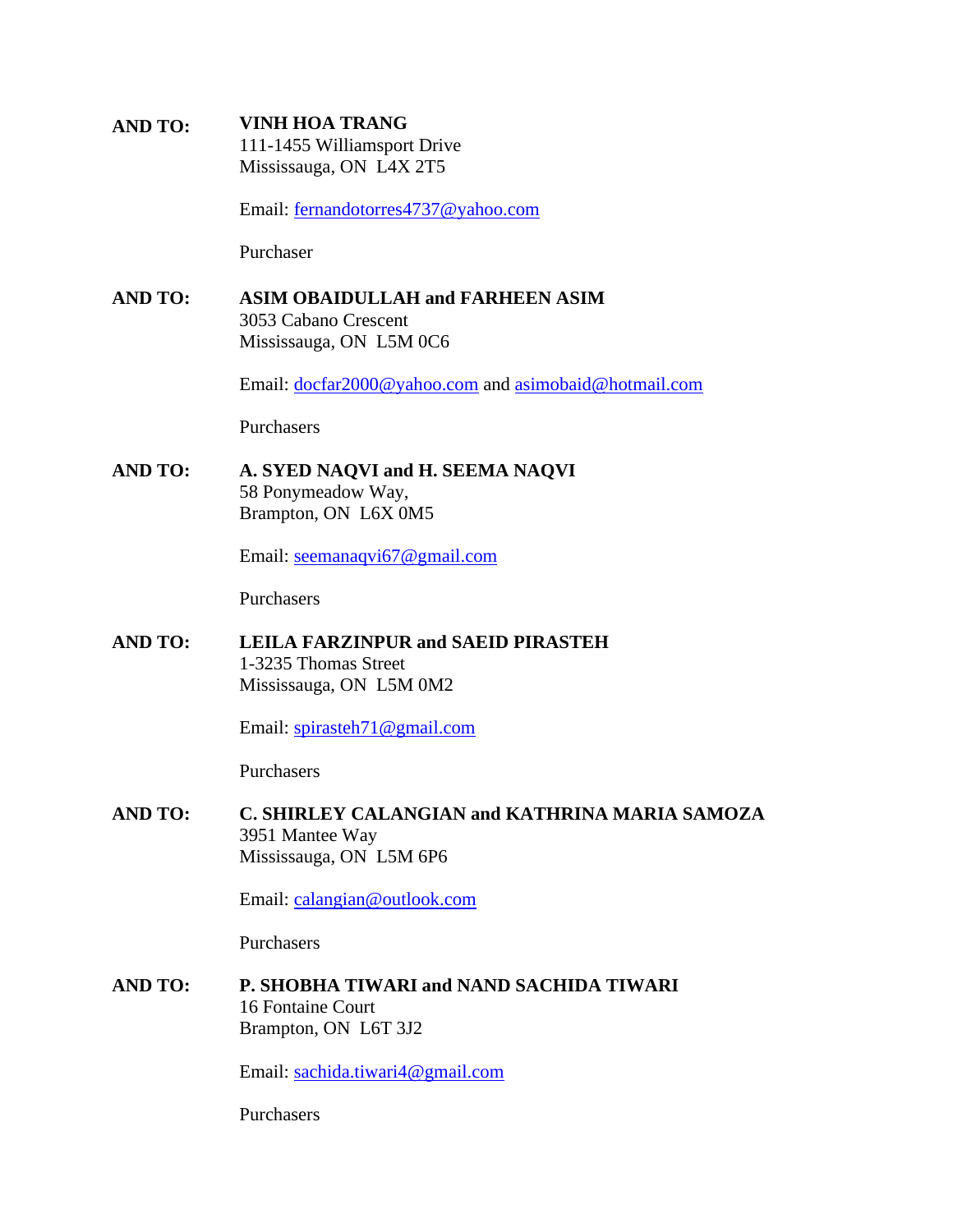**AND TO:** **VINH HOA TRANG**
111-1455 Williamsport Drive
Mississauga, ON  L4X 2T5

Email: fernandotorres4737@yahoo.com

Purchaser

**AND TO:** **ASIM OBAIDULLAH and FARHEEN ASIM**
3053 Cabano Crescent
Mississauga, ON  L5M 0C6

Email: docfar2000@yahoo.com and asimobaid@hotmail.com

Purchasers

**AND TO:** **A. SYED NAQVI and H. SEEMA NAQVI**
58 Ponymeadow Way,
Brampton, ON  L6X 0M5

Email: seemanaqvi67@gmail.com

Purchasers

**AND TO:** **LEILA FARZINPUR and SAEID PIRASTEH**
1-3235 Thomas Street
Mississauga, ON  L5M 0M2

Email: spirasteh71@gmail.com

Purchasers

**AND TO:** **C. SHIRLEY CALANGIAN and KATHRINA MARIA SAMOZA**
3951 Mantee Way
Mississauga, ON  L5M 6P6

Email: calangian@outlook.com

Purchasers

**AND TO:** **P. SHOBHA TIWARI and NAND SACHIDA TIWARI**
16 Fontaine Court
Brampton, ON  L6T 3J2

Email: sachida.tiwari4@gmail.com

Purchasers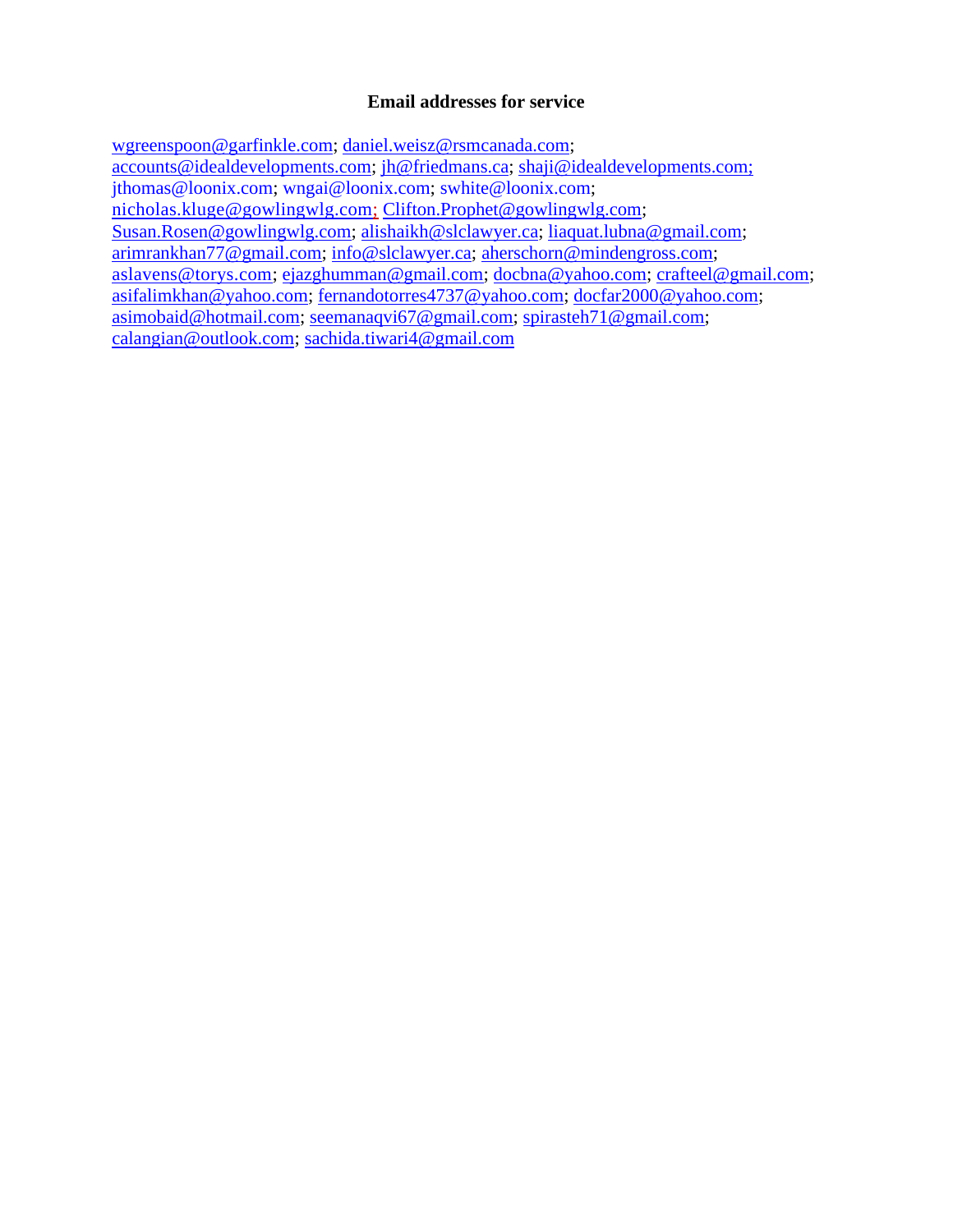**Email addresses for service**

wgreenspoon@garfinkle.com; daniel.weisz@rsmcanada.com; accounts@idealdevelopments.com; jh@friedmans.ca; shaji@idealdevelopments.com; jthomas@loonix.com; wngai@loonix.com; swhite@loonix.com; nicholas.kluge@gowlingwlg.com; Clifton.Prophet@gowlingwlg.com; Susan.Rosen@gowlingwlg.com; alishaikh@slclawyer.ca; liaquat.lubna@gmail.com; arimrankhan77@gmail.com; info@slclawyer.ca; aherschorn@mindengross.com; aslavens@torys.com; ejazghumman@gmail.com; docbna@yahoo.com; crafteel@gmail.com; asifalimkhan@yahoo.com; fernandotorres4737@yahoo.com; docfar2000@yahoo.com; asimobaid@hotmail.com; seemanaqvi67@gmail.com; spirasteh71@gmail.com; calangian@outlook.com; sachida.tiwari4@gmail.com